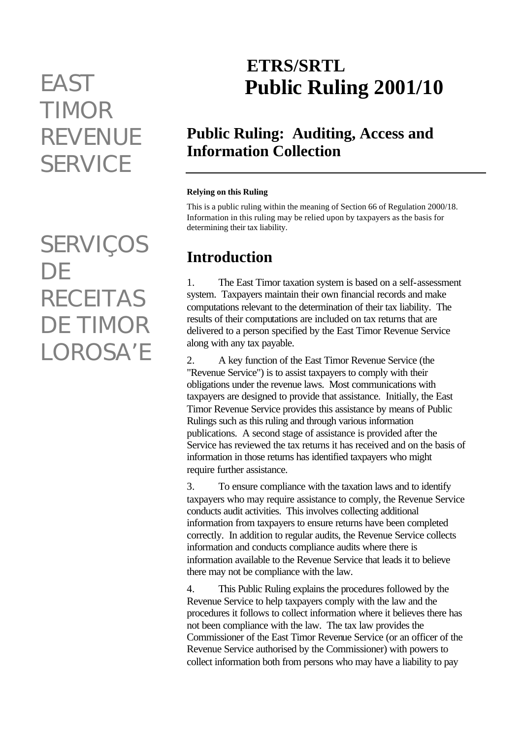EAST TIMOR REVENUE SERVICE

SERVIÇOS DE RECEITAS DE TIMOR LOROSA'E

# ETRS/SRTL Public Ruling 2001/10

## Public Ruling: Auditing, Access and Information Collection

**Relying on this Ruling**

This is a public ruling within the meaning of Section 66 of Regulation 2000/18. Information in this ruling may be relied upon by taxpayers as the basis for determining their tax liability.

## Introduction

1. The East Timor taxation system is based on a self-assessment system. Taxpayers maintain their own financial records and make computations relevant to the determination of their tax liability. The results of their computations are included on tax returns that are delivered to a person specified by the East Timor Revenue Service along with any tax payable.

2. A key function of the East Timor Revenue Service (the "Revenue Service") is to assist taxpayers to comply with their obligations under the revenue laws. Most communications with taxpayers are designed to provide that assistance. Initially, the East Timor Revenue Service provides this assistance by means of Public Rulings such as this ruling and through various information publications. A second stage of assistance is provided after the Service has reviewed the tax returns it has received and on the basis of information in those returns has identified taxpayers who might require further assistance.

3. To ensure compliance with the taxation laws and to identify taxpayers who may require assistance to comply, the Revenue Service conducts audit activities. This involves collecting additional information from taxpayers to ensure returns have been completed correctly. In addition to regular audits, the Revenue Service collects information and conducts compliance audits where there is information available to the Revenue Service that leads it to believe there may not be compliance with the law.

4. This Public Ruling explains the procedures followed by the Revenue Service to help taxpayers comply with the law and the procedures it follows to collect information where it believes there has not been compliance with the law. The tax law provides the Commissioner of the East Timor Revenue Service (or an officer of the Revenue Service authorised by the Commissioner) with powers to collect information both from persons who may have a liability to pay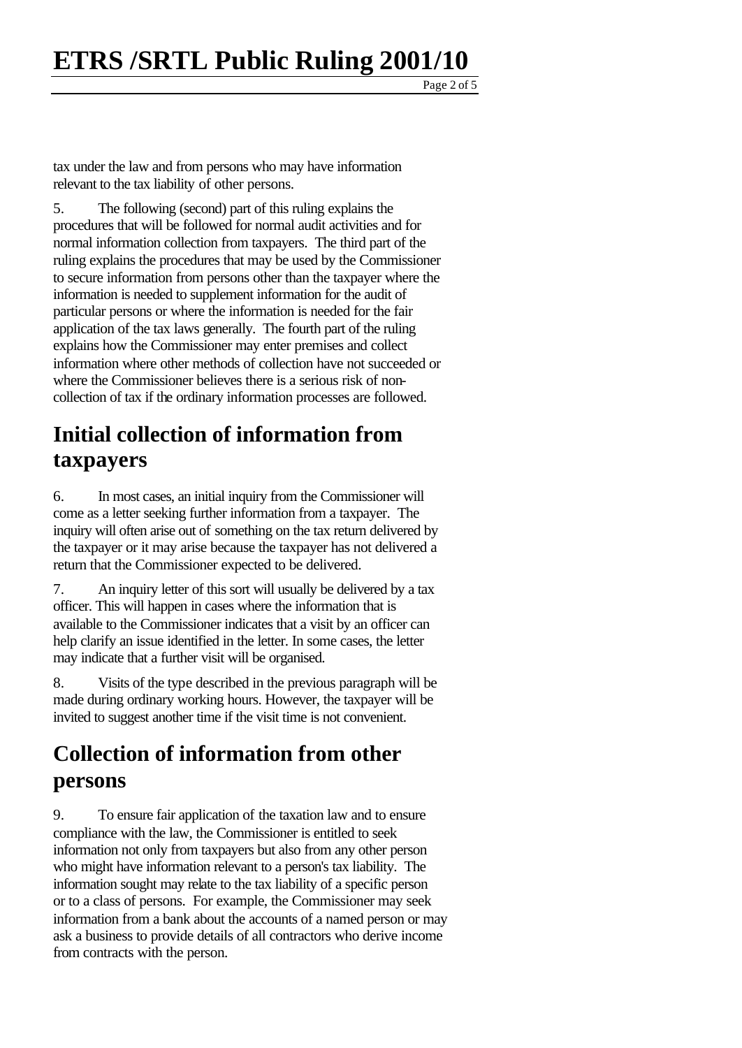tax under the law and from persons who may have information relevant to the tax liability of other persons.

5. The following (second) part of this ruling explains the procedures that will be followed for normal audit activities and for normal information collection from taxpayers. The third part of the ruling explains the procedures that may be used by the Commissioner to secure information from persons other than the taxpayer where the information is needed to supplement information for the audit of particular persons or where the information is needed for the fair application of the tax laws generally. The fourth part of the ruling explains how the Commissioner may enter premises and collect information where other methods of collection have not succeeded or where the Commissioner believes there is a serious risk of non-collection of tax if the ordinary information processes are followed.

## Initial collection of information from taxpayers

6. In most cases, an initial inquiry from the Commissioner will come as a letter seeking further information from a taxpayer. The inquiry will often arise out of something on the tax return delivered by the taxpayer or it may arise because the taxpayer has not delivered a return that the Commissioner expected to be delivered.

7. An inquiry letter of this sort will usually be delivered by a tax officer. This will happen in cases where the information that is available to the Commissioner indicates that a visit by an officer can help clarify an issue identified in the letter. In some cases, the letter may indicate that a further visit will be organised.

8. Visits of the type described in the previous paragraph will be made during ordinary working hours. However, the taxpayer will be invited to suggest another time if the visit time is not convenient.

## Collection of information from other persons

9. To ensure fair application of the taxation law and to ensure compliance with the law, the Commissioner is entitled to seek information not only from taxpayers but also from any other person who might have information relevant to a person's tax liability. The information sought may relate to the tax liability of a specific person or to a class of persons. For example, the Commissioner may seek information from a bank about the accounts of a named person or may ask a business to provide details of all contractors who derive income from contracts with the person.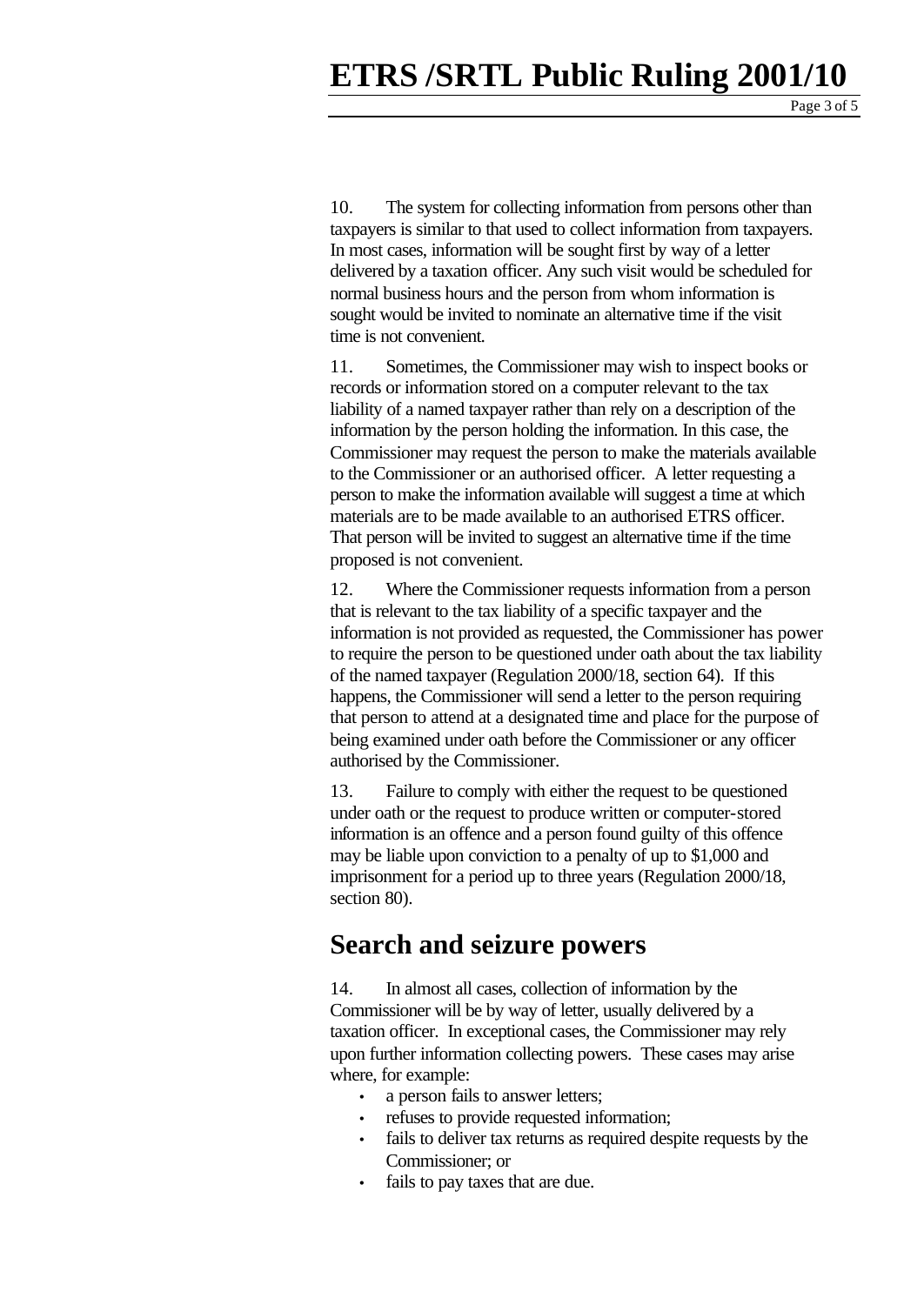10. The system for collecting information from persons other than taxpayers is similar to that used to collect information from taxpayers. In most cases, information will be sought first by way of a letter delivered by a taxation officer. Any such visit would be scheduled for normal business hours and the person from whom information is sought would be invited to nominate an alternative time if the visit time is not convenient.

11. Sometimes, the Commissioner may wish to inspect books or records or information stored on a computer relevant to the tax liability of a named taxpayer rather than rely on a description of the information by the person holding the information. In this case, the Commissioner may request the person to make the materials available to the Commissioner or an authorised officer. A letter requesting a person to make the information available will suggest a time at which materials are to be made available to an authorised ETRS officer. That person will be invited to suggest an alternative time if the time proposed is not convenient.

12. Where the Commissioner requests information from a person that is relevant to the tax liability of a specific taxpayer and the information is not provided as requested, the Commissioner has power to require the person to be questioned under oath about the tax liability of the named taxpayer (Regulation 2000/18, section 64). If this happens, the Commissioner will send a letter to the person requiring that person to attend at a designated time and place for the purpose of being examined under oath before the Commissioner or any officer authorised by the Commissioner.

13. Failure to comply with either the request to be questioned under oath or the request to produce written or computer-stored information is an offence and a person found guilty of this offence may be liable upon conviction to a penalty of up to $1,000 and imprisonment for a period up to three years (Regulation 2000/18, section 80).

## Search and seizure powers

14. In almost all cases, collection of information by the Commissioner will be by way of letter, usually delivered by a taxation officer. In exceptional cases, the Commissioner may rely upon further information collecting powers. These cases may arise where, for example:

- a person fails to answer letters;
- refuses to provide requested information;
- fails to deliver tax returns as required despite requests by the Commissioner; or
- fails to pay taxes that are due.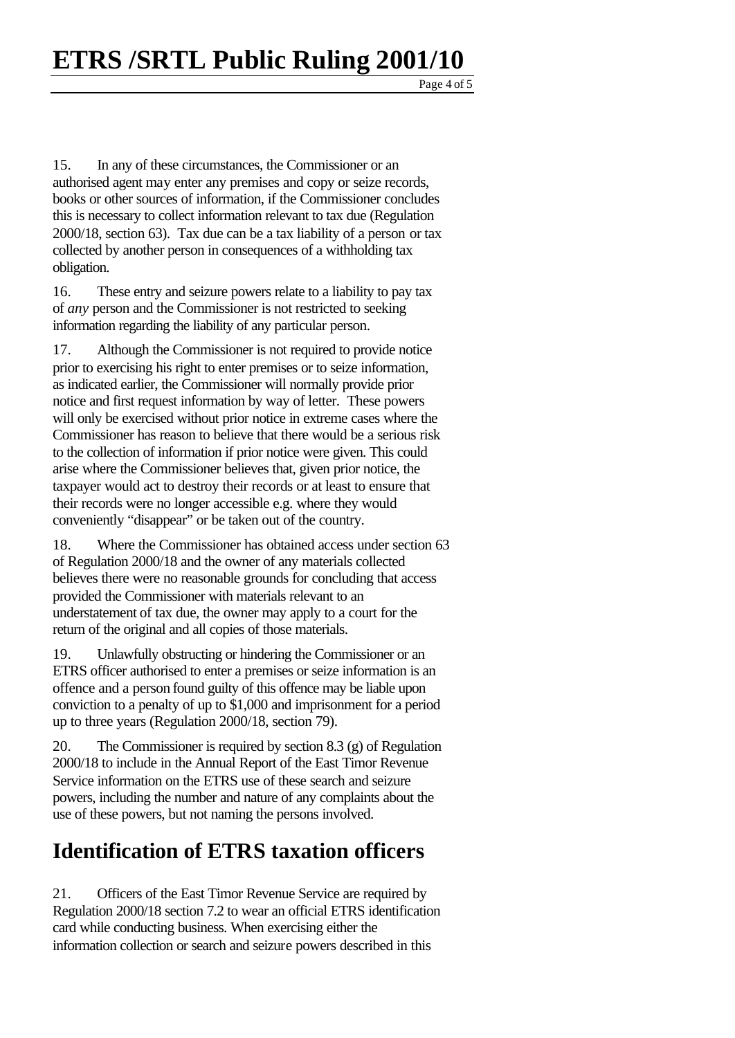15. In any of these circumstances, the Commissioner or an authorised agent may enter any premises and copy or seize records, books or other sources of information, if the Commissioner concludes this is necessary to collect information relevant to tax due (Regulation 2000/18, section 63). Tax due can be a tax liability of a person or tax collected by another person in consequences of a withholding tax obligation.

16. These entry and seizure powers relate to a liability to pay tax of *any* person and the Commissioner is not restricted to seeking information regarding the liability of any particular person.

17. Although the Commissioner is not required to provide notice prior to exercising his right to enter premises or to seize information, as indicated earlier, the Commissioner will normally provide prior notice and first request information by way of letter. These powers will only be exercised without prior notice in extreme cases where the Commissioner has reason to believe that there would be a serious risk to the collection of information if prior notice were given. This could arise where the Commissioner believes that, given prior notice, the taxpayer would act to destroy their records or at least to ensure that their records were no longer accessible e.g. where they would conveniently "disappear" or be taken out of the country.

18. Where the Commissioner has obtained access under section 63 of Regulation 2000/18 and the owner of any materials collected believes there were no reasonable grounds for concluding that access provided the Commissioner with materials relevant to an understatement of tax due, the owner may apply to a court for the return of the original and all copies of those materials.

19. Unlawfully obstructing or hindering the Commissioner or an ETRS officer authorised to enter a premises or seize information is an offence and a person found guilty of this offence may be liable upon conviction to a penalty of up to $1,000 and imprisonment for a period up to three years (Regulation 2000/18, section 79).

20. The Commissioner is required by section 8.3 (g) of Regulation 2000/18 to include in the Annual Report of the East Timor Revenue Service information on the ETRS use of these search and seizure powers, including the number and nature of any complaints about the use of these powers, but not naming the persons involved.

## Identification of ETRS taxation officers

21. Officers of the East Timor Revenue Service are required by Regulation 2000/18 section 7.2 to wear an official ETRS identification card while conducting business. When exercising either the information collection or search and seizure powers described in this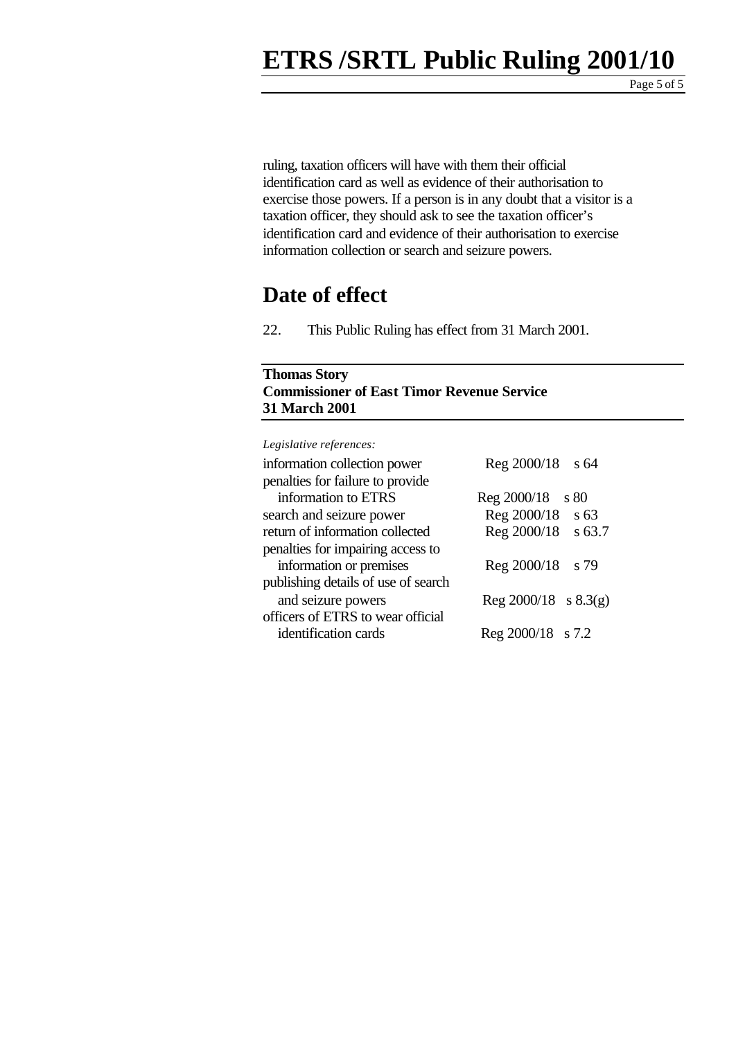ruling, taxation officers will have with them their official identification card as well as evidence of their authorisation to exercise those powers. If a person is in any doubt that a visitor is a taxation officer, they should ask to see the taxation officer's identification card and evidence of their authorisation to exercise information collection or search and seizure powers.

## Date of effect

22. This Public Ruling has effect from 31 March 2001.

**Thomas Story**
**Commissioner of East Timor Revenue Service**
**31 March 2001**

*Legislative references:*

| | | |
|---|---|---|
| information collection power | Reg 2000/18 | s 64 |
| penalties for failure to provide information to ETRS | Reg 2000/18 | s 80 |
| search and seizure power | Reg 2000/18 | s 63 |
| return of information collected | Reg 2000/18 | s 63.7 |
| penalties for impairing access to information or premises | Reg 2000/18 | s 79 |
| publishing details of use of search and seizure powers | Reg 2000/18 | s 8.3(g) |
| officers of ETRS to wear official identification cards | Reg 2000/18 | s 7.2 |